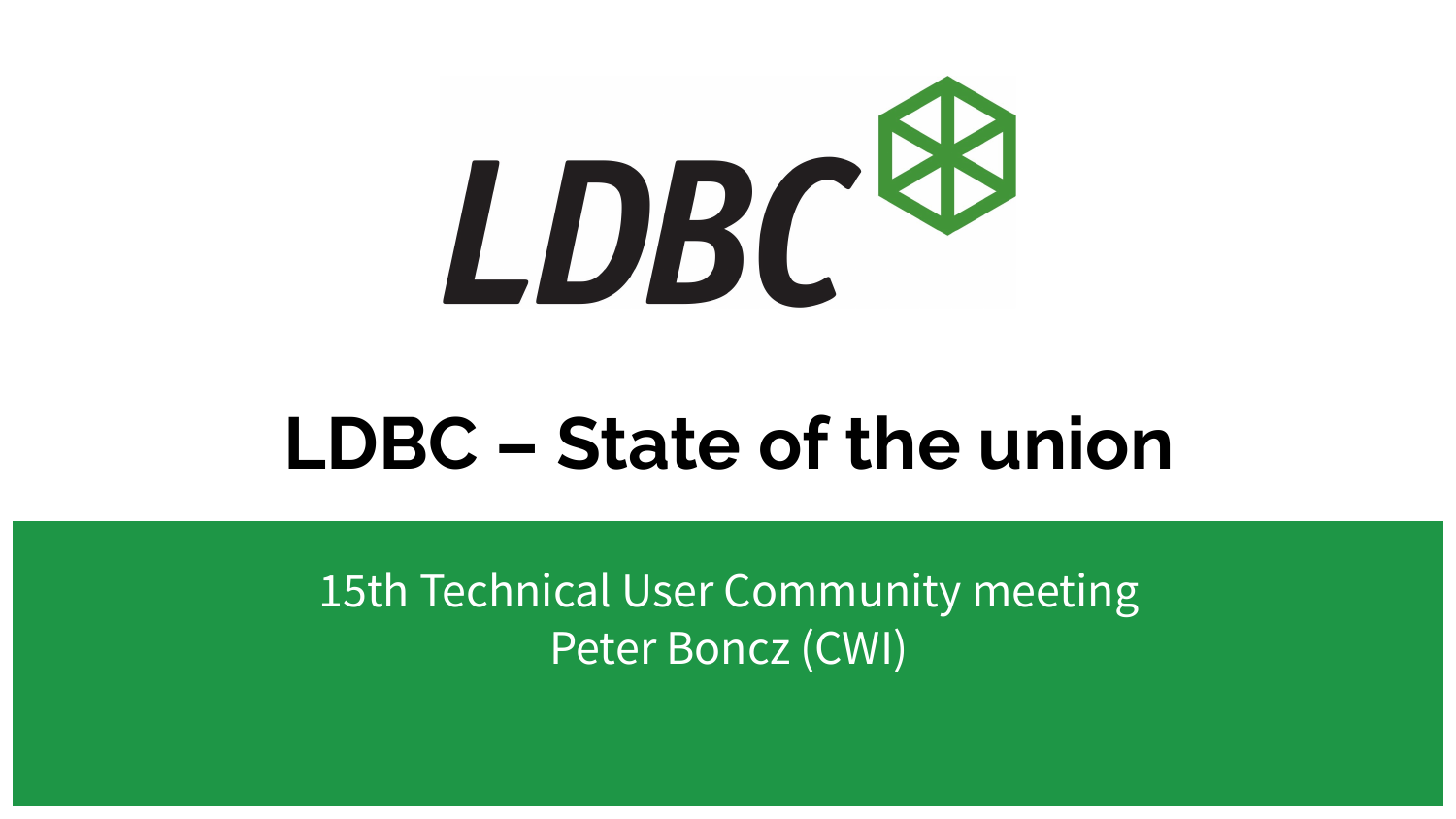LDBC

# LDBC – State of the union

15th Technical User Community meeting
Peter Boncz (CWI)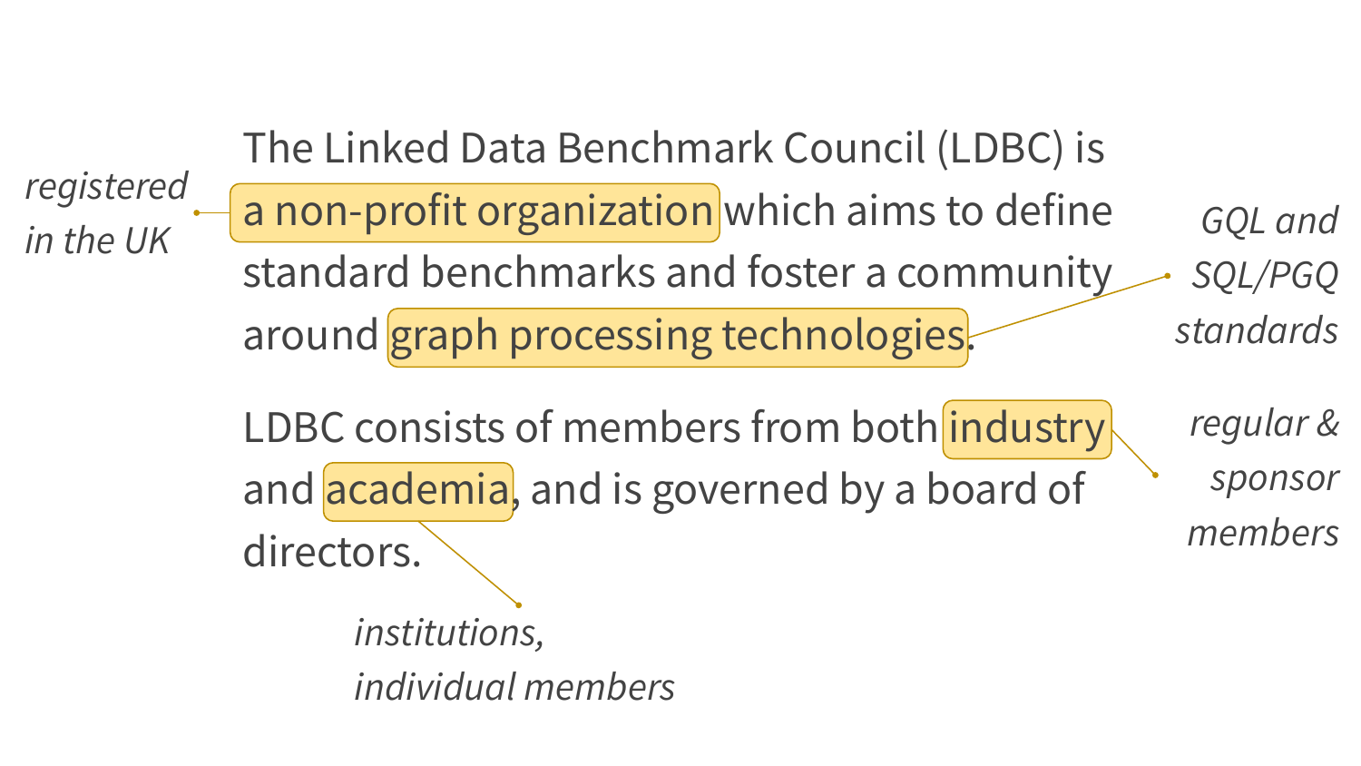The Linked Data Benchmark Council (LDBC) is a non-profit organization which aims to define standard benchmarks and foster a community around graph processing technologies.

LDBC consists of members from both industry and academia, and is governed by a board of directors.

*registered in the UK*

*GQL and SQL/PGQ standards*

*regular & sponsor members*

*institutions, individual members*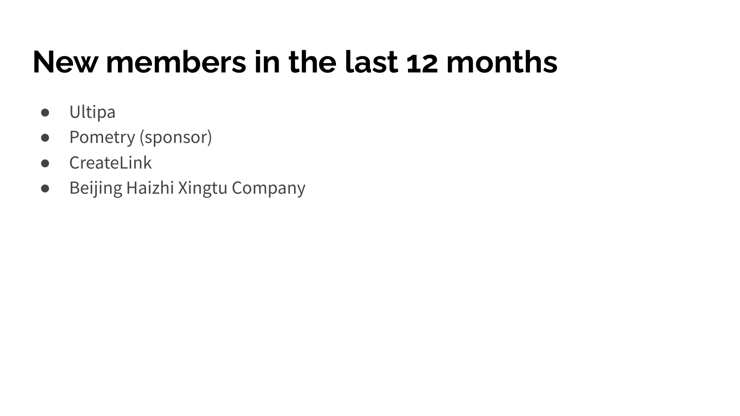# New members in the last 12 months

- Ultipa
- Pometry (sponsor)
- CreateLink
- Beijing Haizhi Xingtu Company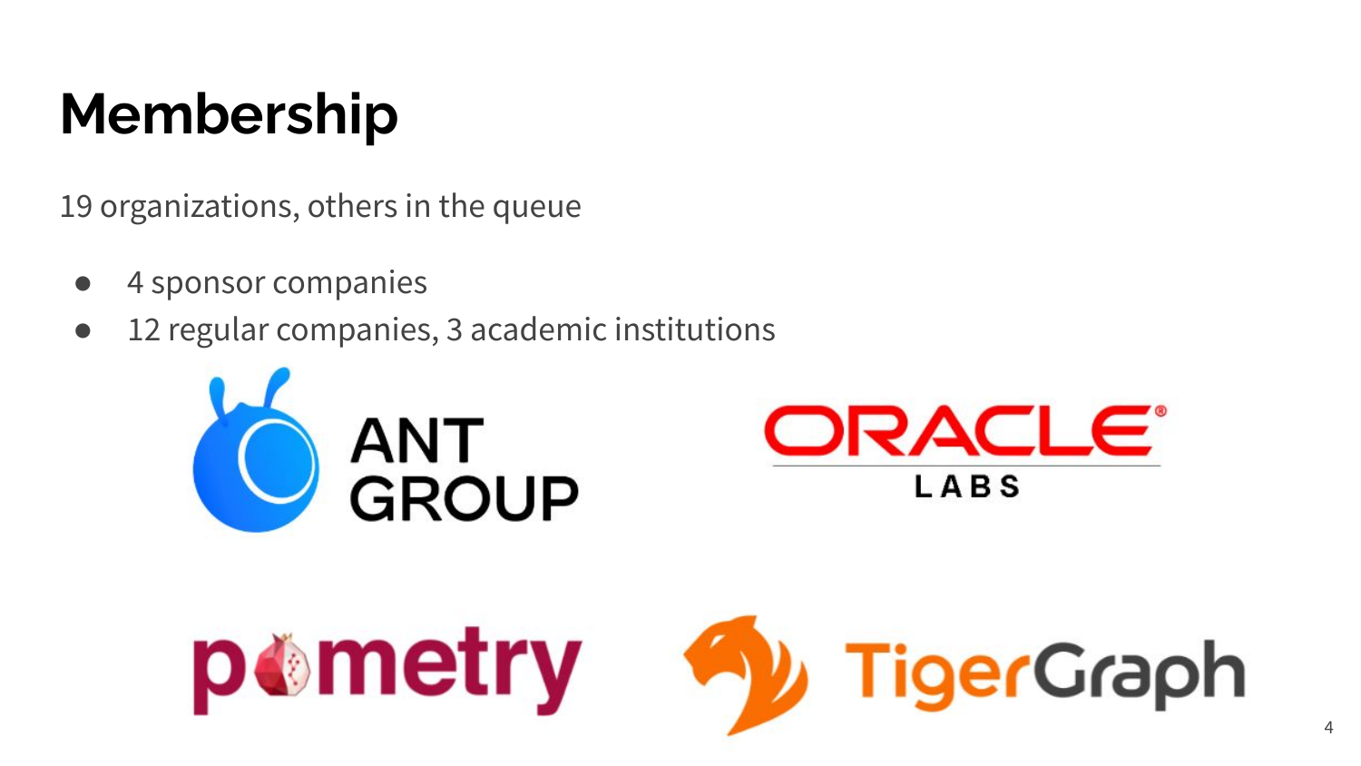# Membership

19 organizations, others in the queue

- 4 sponsor companies
- 12 regular companies, 3 academic institutions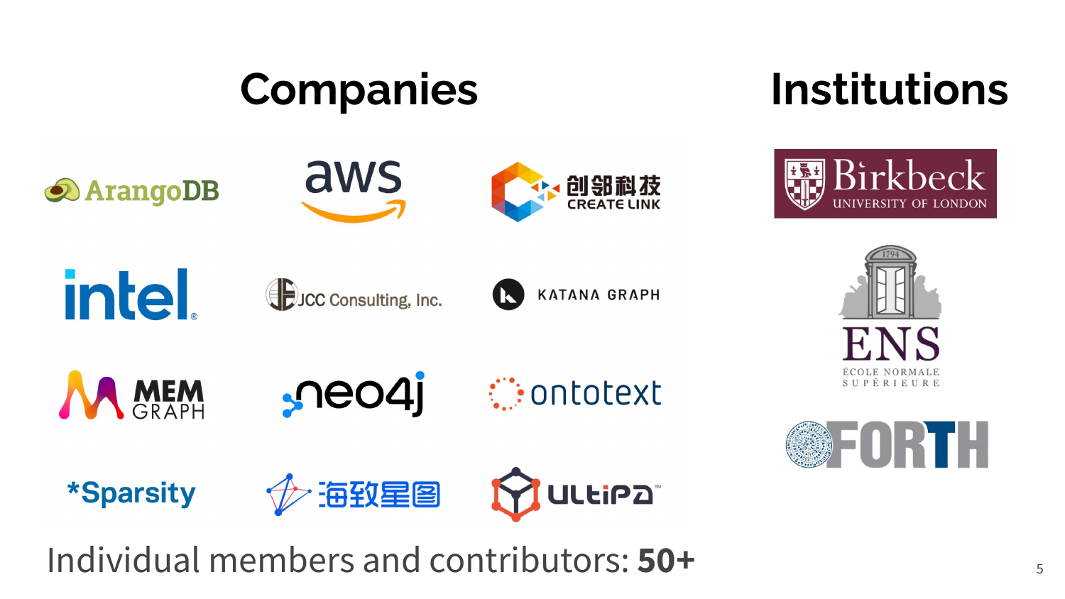## Companies

ArangoDB

aws

创邻科技 CREATE LINK

intel

JCC Consulting, Inc.

KATANA GRAPH

MEMGRAPH

neo4j

ontotext

*Sparsity

海致星图

ULTIPA

## Institutions

Birkbeck UNIVERSITY OF LONDON

ENS ÉCOLE NORMALE SUPÉRIEURE

FORTH

Individual members and contributors: **50+**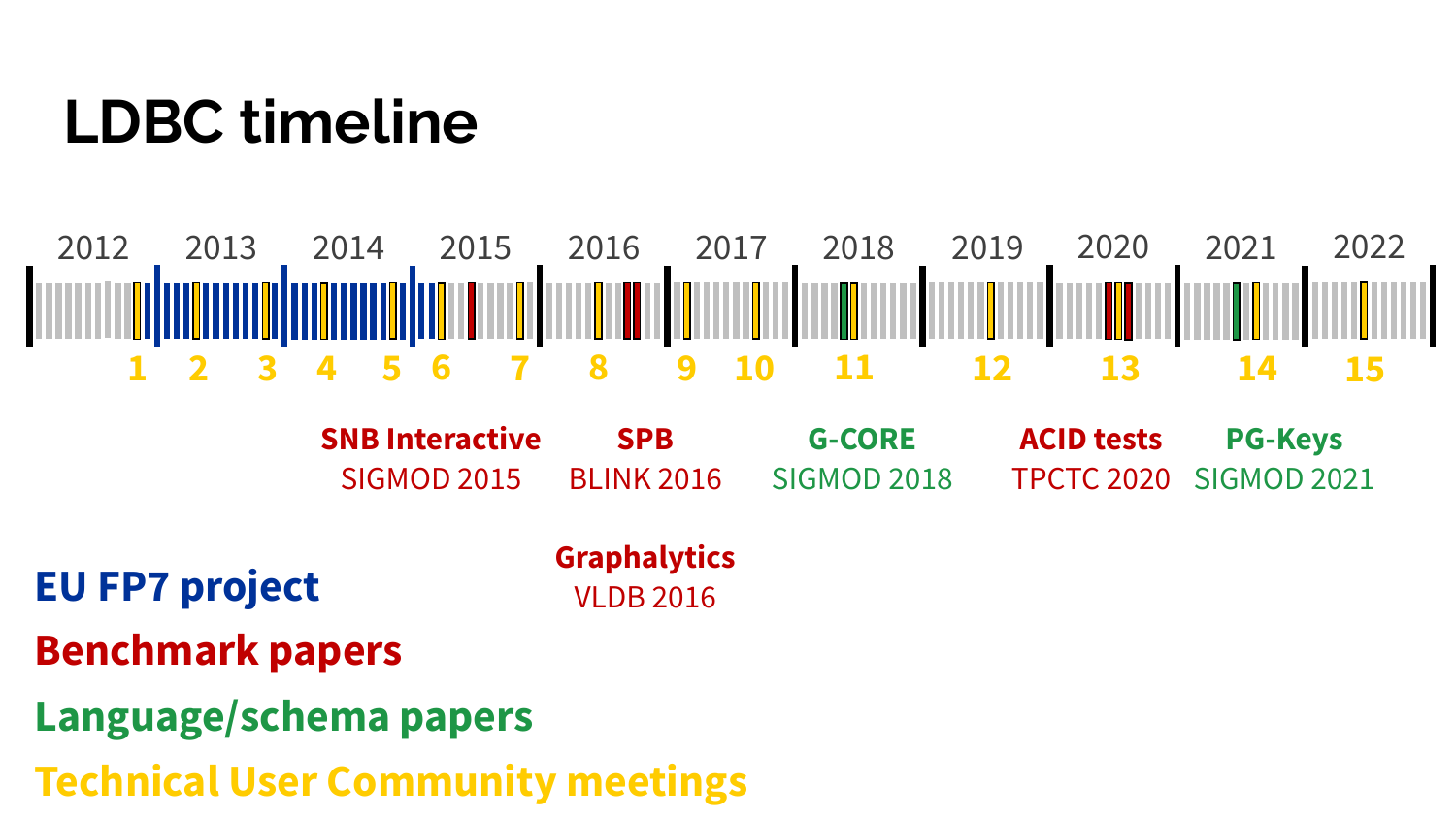# LDBC timeline

2012 2013 2014 2015 2016 2017 2018 2019 2020 2021 2022

1 2 3 4 5 6 7 8 9 10 11 12 13 14 15

**SNB Interactive**
SIGMOD 2015

**SPB**
BLINK 2016

**Graphalytics**
VLDB 2016

**G-CORE**
SIGMOD 2018

**ACID tests**
TPCTC 2020

**PG-Keys**
SIGMOD 2021

**EU FP7 project**

**Benchmark papers**

**Language/schema papers**

**Technical User Community meetings**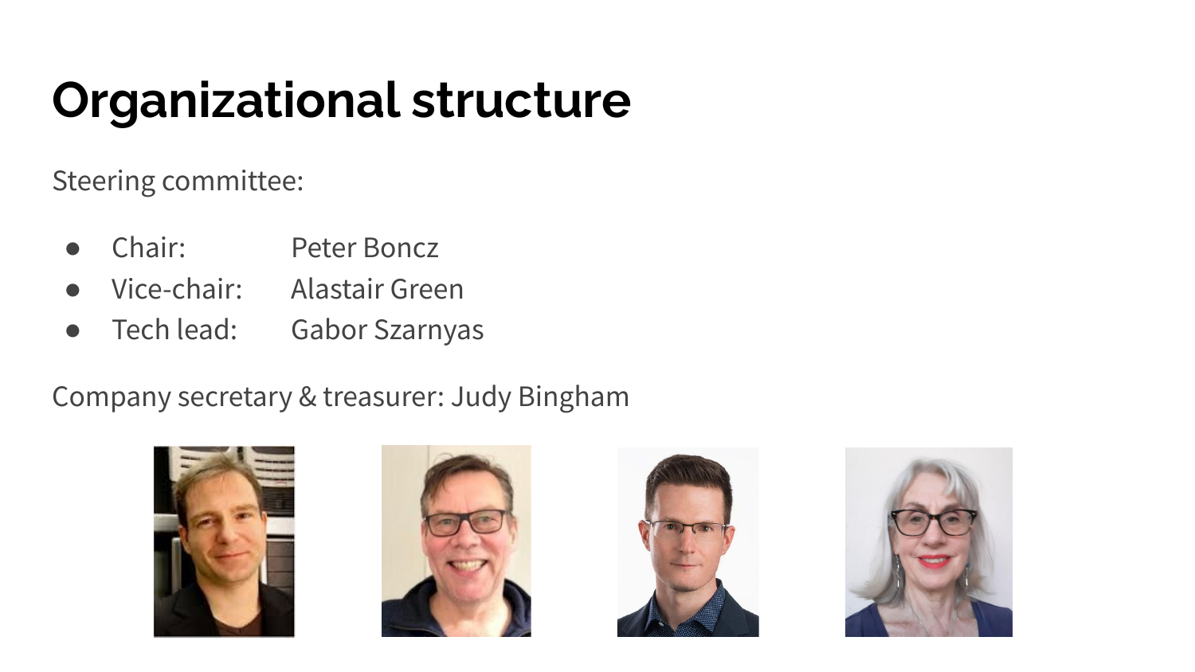# Organizational structure

Steering committee:

- Chair: Peter Boncz
- Vice-chair: Alastair Green
- Tech lead: Gabor Szarnyas

Company secretary & treasurer: Judy Bingham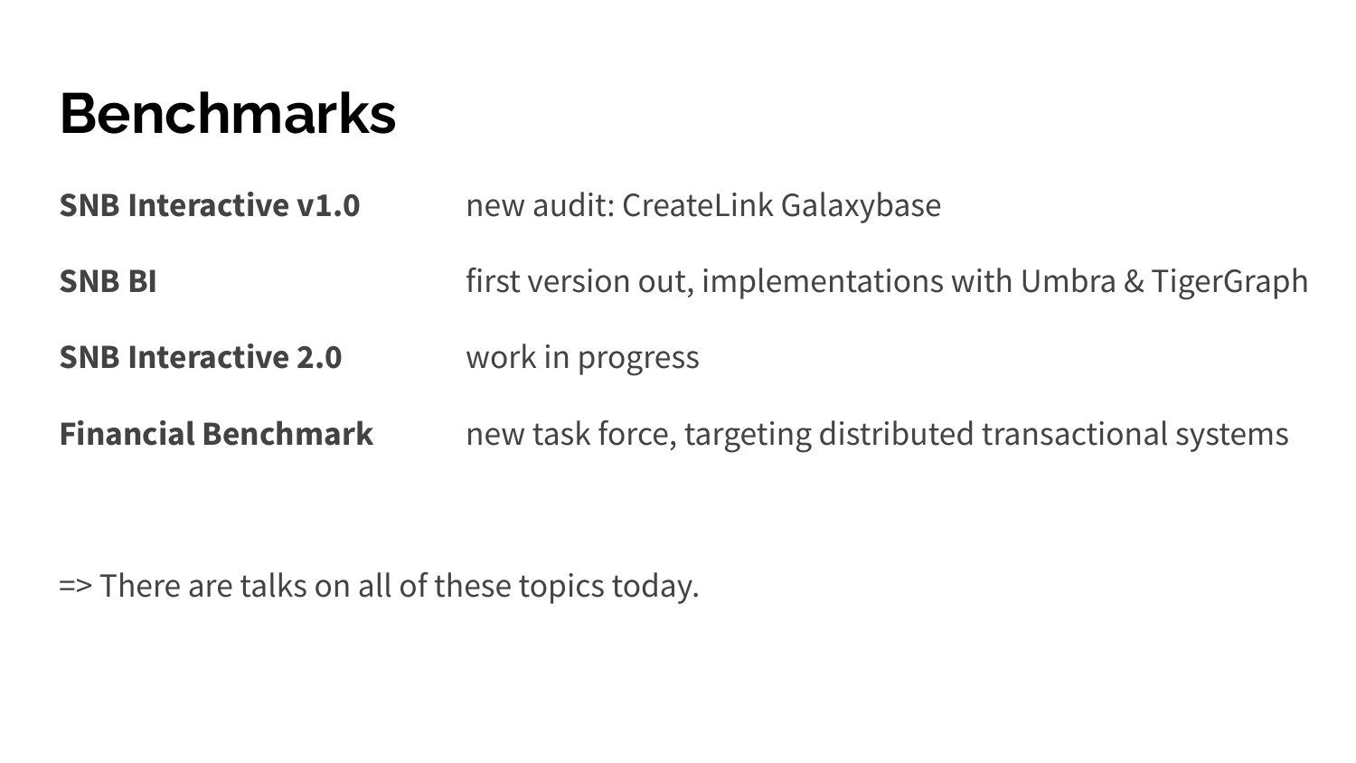# Benchmarks

| | |
|---|---|
| **SNB Interactive v1.0** | new audit: CreateLink Galaxybase |
| **SNB BI** | first version out, implementations with Umbra & TigerGraph |
| **SNB Interactive 2.0** | work in progress |
| **Financial Benchmark** | new task force, targeting distributed transactional systems |

=> There are talks on all of these topics today.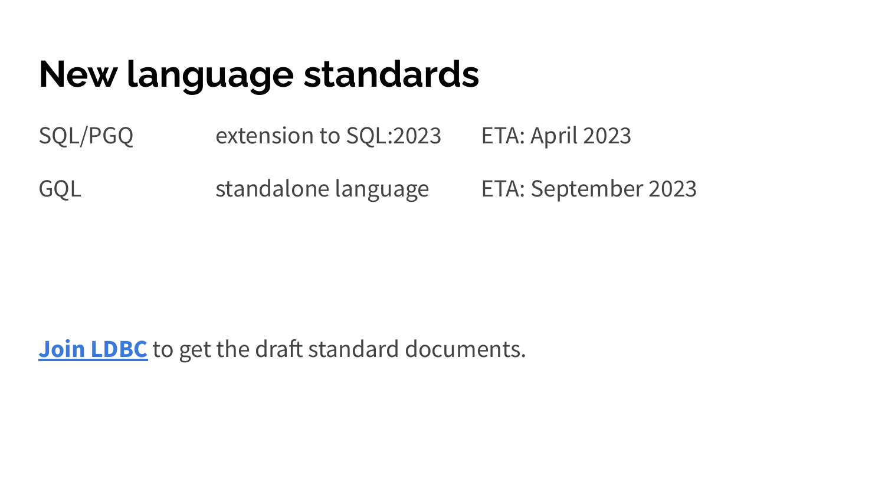# New language standards

| | | |
|---|---|---|
| SQL/PGQ | extension to SQL:2023 | ETA: April 2023 |
| GQL | standalone language | ETA: September 2023 |

**Join LDBC** to get the draft standard documents.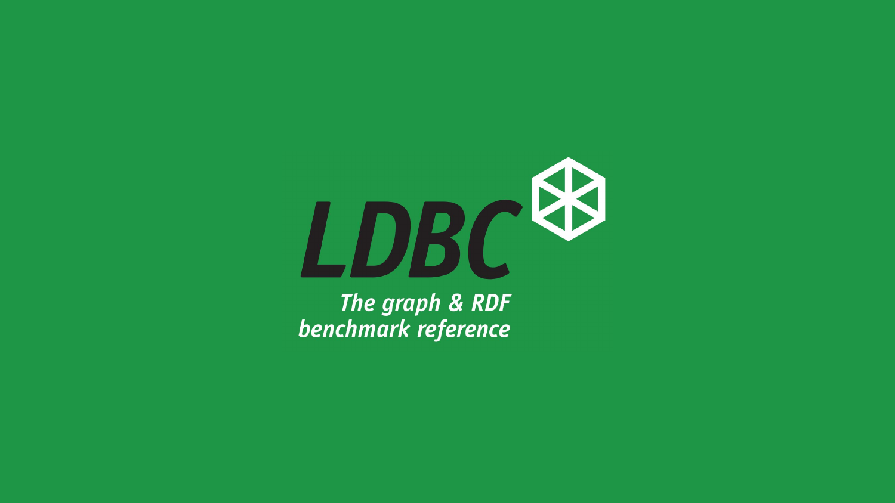LDBC

*The graph & RDF benchmark reference*